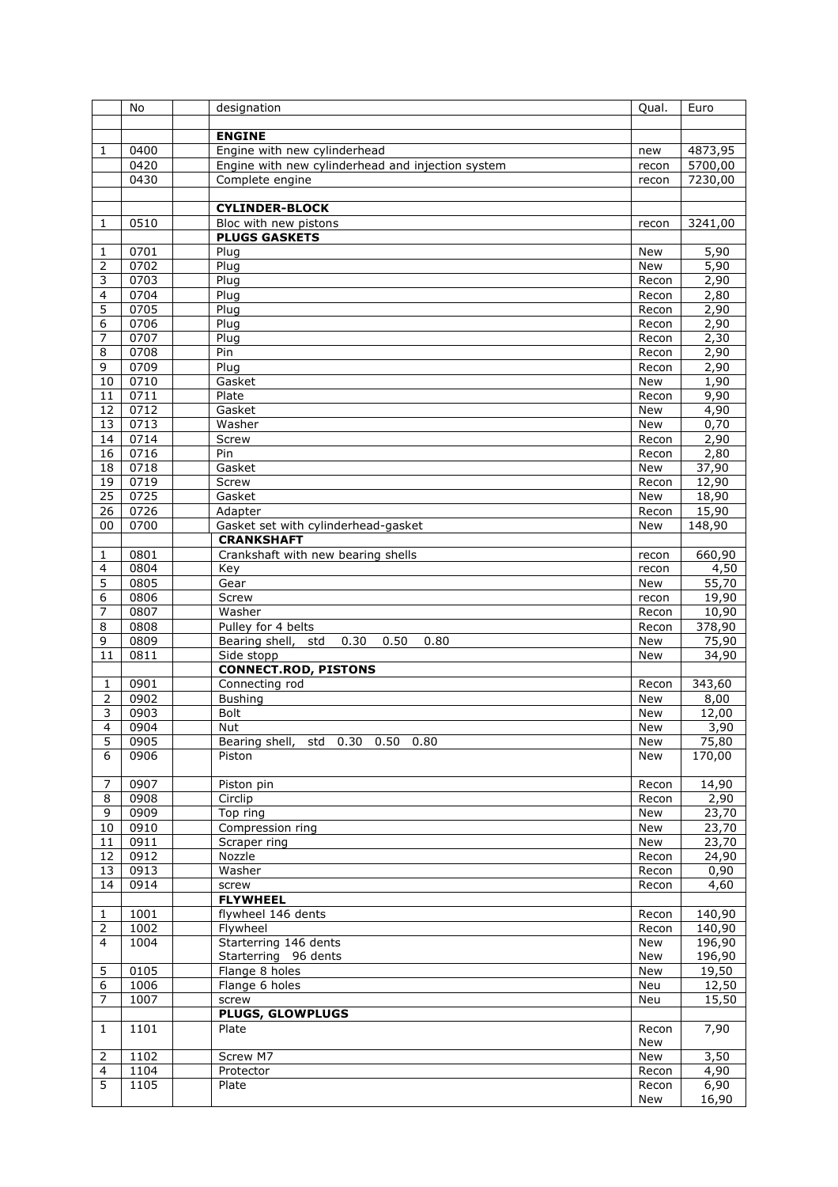|  | No |  | designation | Qual. | Euro |
|---|---|---|---|---|---|
|  |  |  |  |  |  |
|  |  |  | **ENGINE** |  |  |
| 1 | 0400 |  | Engine with new cylinderhead | new | 4873,95 |
|  | 0420 |  | Engine with new cylinderhead and injection system | recon | 5700,00 |
|  | 0430 |  | Complete engine | recon | 7230,00 |
|  |  |  |  |  |  |
|  |  |  | **CYLINDER-BLOCK** |  |  |
| 1 | 0510 |  | Bloc with new pistons | recon | 3241,00 |
|  |  |  | **PLUGS GASKETS** |  |  |
| 1 | 0701 |  | Plug | New | 5,90 |
| 2 | 0702 |  | Plug | New | 5,90 |
| 3 | 0703 |  | Plug | Recon | 2,90 |
| 4 | 0704 |  | Plug | Recon | 2,80 |
| 5 | 0705 |  | Plug | Recon | 2,90 |
| 6 | 0706 |  | Plug | Recon | 2,90 |
| 7 | 0707 |  | Plug | Recon | 2,30 |
| 8 | 0708 |  | Pin | Recon | 2,90 |
| 9 | 0709 |  | Plug | Recon | 2,90 |
| 10 | 0710 |  | Gasket | New | 1,90 |
| 11 | 0711 |  | Plate | Recon | 9,90 |
| 12 | 0712 |  | Gasket | New | 4,90 |
| 13 | 0713 |  | Washer | New | 0,70 |
| 14 | 0714 |  | Screw | Recon | 2,90 |
| 16 | 0716 |  | Pin | Recon | 2,80 |
| 18 | 0718 |  | Gasket | New | 37,90 |
| 19 | 0719 |  | Screw | Recon | 12,90 |
| 25 | 0725 |  | Gasket | New | 18,90 |
| 26 | 0726 |  | Adapter | Recon | 15,90 |
| 00 | 0700 |  | Gasket set with cylinderhead-gasket | New | 148,90 |
|  |  |  | **CRANKSHAFT** |  |  |
| 1 | 0801 |  | Crankshaft with new bearing shells | recon | 660,90 |
| 4 | 0804 |  | Key | recon | 4,50 |
| 5 | 0805 |  | Gear | New | 55,70 |
| 6 | 0806 |  | Screw | recon | 19,90 |
| 7 | 0807 |  | Washer | Recon | 10,90 |
| 8 | 0808 |  | Pulley for 4 belts | Recon | 378,90 |
| 9 | 0809 |  | Bearing shell, std 0.30 0.50 0.80 | New | 75,90 |
| 11 | 0811 |  | Side stopp | New | 34,90 |
|  |  |  | **CONNECT.ROD, PISTONS** |  |  |
| 1 | 0901 |  | Connecting rod | Recon | 343,60 |
| 2 | 0902 |  | Bushing | New | 8,00 |
| 3 | 0903 |  | Bolt | New | 12,00 |
| 4 | 0904 |  | Nut | New | 3,90 |
| 5 | 0905 |  | Bearing shell, std 0.30 0.50 0.80 | New | 75,80 |
| 6 | 0906 |  | Piston | New | 170,00 |
| 7 | 0907 |  | Piston pin | Recon | 14,90 |
| 8 | 0908 |  | Circlip | Recon | 2,90 |
| 9 | 0909 |  | Top ring | New | 23,70 |
| 10 | 0910 |  | Compression ring | New | 23,70 |
| 11 | 0911 |  | Scraper ring | New | 23,70 |
| 12 | 0912 |  | Nozzle | Recon | 24,90 |
| 13 | 0913 |  | Washer | Recon | 0,90 |
| 14 | 0914 |  | screw | Recon | 4,60 |
|  |  |  | **FLYWHEEL** |  |  |
| 1 | 1001 |  | flywheel 146 dents | Recon | 140,90 |
| 2 | 1002 |  | Flywheel | Recon | 140,90 |
| 4 | 1004 |  | Starterring 146 dents<br>Starterring 96 dents | New<br>New | 196,90<br>196,90 |
| 5 | 0105 |  | Flange 8 holes | New | 19,50 |
| 6 | 1006 |  | Flange 6 holes | Neu | 12,50 |
| 7 | 1007 |  | screw | Neu | 15,50 |
|  |  |  | **PLUGS, GLOWPLUGS** |  |  |
| 1 | 1101 |  | Plate | Recon<br>New | 7,90 |
| 2 | 1102 |  | Screw M7 | New | 3,50 |
| 4 | 1104 |  | Protector | Recon | 4,90 |
| 5 | 1105 |  | Plate | Recon<br>New | 6,90<br>16,90 |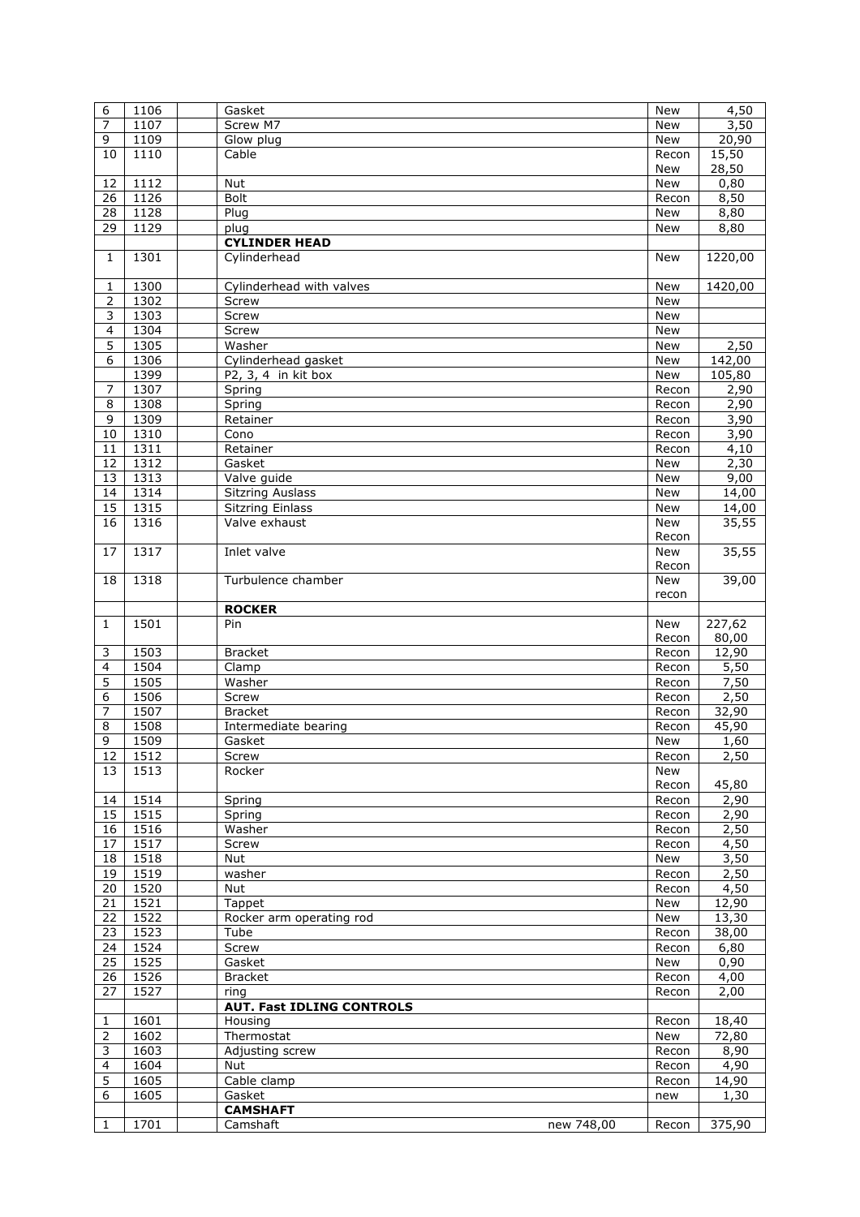| 6 | 1106 | | Gasket | New | 4,50 |
|---|---|---|---|---|---|
| 7 | 1107 | | Screw M7 | New | 3,50 |
| 9 | 1109 | | Glow plug | New | 20,90 |
| 10 | 1110 | | Cable | Recon<br>New | 15,50<br>28,50 |
| 12 | 1112 | | Nut | New | 0,80 |
| 26 | 1126 | | Bolt | Recon | 8,50 |
| 28 | 1128 | | Plug | New | 8,80 |
| 29 | 1129 | | plug | New | 8,80 |
| | | | **CYLINDER HEAD** | | |
| 1 | 1301 | | Cylinderhead | New | 1220,00 |
| 1 | 1300 | | Cylinderhead with valves | New | 1420,00 |
| 2 | 1302 | | Screw | New | |
| 3 | 1303 | | Screw | New | |
| 4 | 1304 | | Screw | New | |
| 5 | 1305 | | Washer | New | 2,50 |
| 6 | 1306 | | Cylinderhead gasket | New | 142,00 |
| | 1399 | | P2, 3, 4 in kit box | New | 105,80 |
| 7 | 1307 | | Spring | Recon | 2,90 |
| 8 | 1308 | | Spring | Recon | 2,90 |
| 9 | 1309 | | Retainer | Recon | 3,90 |
| 10 | 1310 | | Cono | Recon | 3,90 |
| 11 | 1311 | | Retainer | Recon | 4,10 |
| 12 | 1312 | | Gasket | New | 2,30 |
| 13 | 1313 | | Valve guide | New | 9,00 |
| 14 | 1314 | | Sitzring Auslass | New | 14,00 |
| 15 | 1315 | | Sitzring Einlass | New | 14,00 |
| 16 | 1316 | | Valve exhaust | New<br>Recon | 35,55 |
| 17 | 1317 | | Inlet valve | New<br>Recon | 35,55 |
| 18 | 1318 | | Turbulence chamber | New<br>recon | 39,00 |
| | | | **ROCKER** | | |
| 1 | 1501 | | Pin | New<br>Recon | 227,62<br>80,00 |
| 3 | 1503 | | Bracket | Recon | 12,90 |
| 4 | 1504 | | Clamp | Recon | 5,50 |
| 5 | 1505 | | Washer | Recon | 7,50 |
| 6 | 1506 | | Screw | Recon | 2,50 |
| 7 | 1507 | | Bracket | Recon | 32,90 |
| 8 | 1508 | | Intermediate bearing | Recon | 45,90 |
| 9 | 1509 | | Gasket | New | 1,60 |
| 12 | 1512 | | Screw | Recon | 2,50 |
| 13 | 1513 | | Rocker | New<br>Recon | 45,80 |
| 14 | 1514 | | Spring | Recon | 2,90 |
| 15 | 1515 | | Spring | Recon | 2,90 |
| 16 | 1516 | | Washer | Recon | 2,50 |
| 17 | 1517 | | Screw | Recon | 4,50 |
| 18 | 1518 | | Nut | New | 3,50 |
| 19 | 1519 | | washer | Recon | 2,50 |
| 20 | 1520 | | Nut | Recon | 4,50 |
| 21 | 1521 | | Tappet | New | 12,90 |
| 22 | 1522 | | Rocker arm operating rod | New | 13,30 |
| 23 | 1523 | | Tube | Recon | 38,00 |
| 24 | 1524 | | Screw | Recon | 6,80 |
| 25 | 1525 | | Gasket | New | 0,90 |
| 26 | 1526 | | Bracket | Recon | 4,00 |
| 27 | 1527 | | ring | Recon | 2,00 |
| | | | **AUT. Fast IDLING CONTROLS** | | |
| 1 | 1601 | | Housing | Recon | 18,40 |
| 2 | 1602 | | Thermostat | New | 72,80 |
| 3 | 1603 | | Adjusting screw | Recon | 8,90 |
| 4 | 1604 | | Nut | Recon | 4,90 |
| 5 | 1605 | | Cable clamp | Recon | 14,90 |
| 6 | 1605 | | Gasket | new | 1,30 |
| | | | **CAMSHAFT** | | |
| 1 | 1701 | | Camshaft new 748,00 | Recon | 375,90 |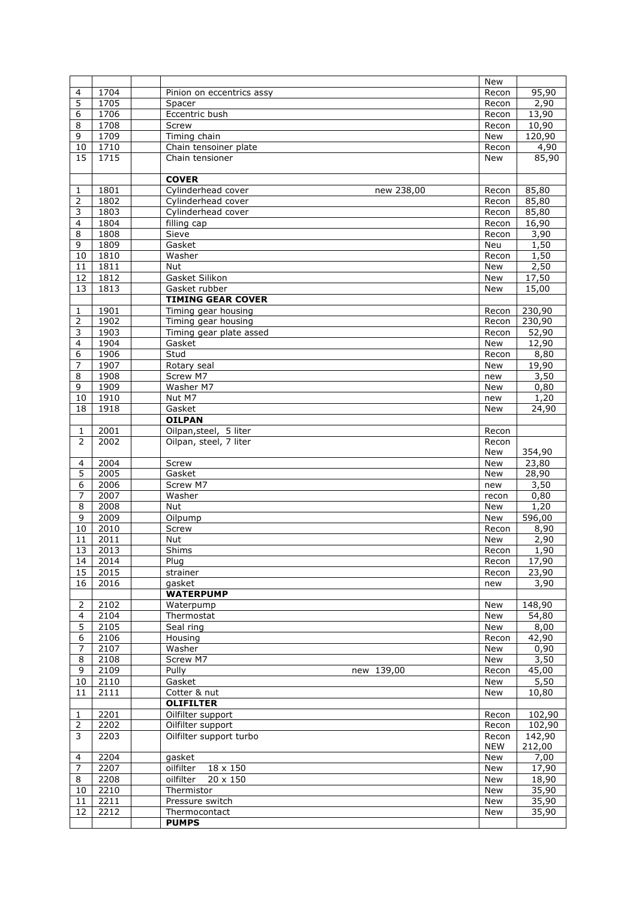| | | | | | |
|---|---|---|---|---|---|
| | | | | New | |
| 4 | 1704 | | Pinion on eccentrics assy | Recon | 95,90 |
| 5 | 1705 | | Spacer | Recon | 2,90 |
| 6 | 1706 | | Eccentric bush | Recon | 13,90 |
| 8 | 1708 | | Screw | Recon | 10,90 |
| 9 | 1709 | | Timing chain | New | 120,90 |
| 10 | 1710 | | Chain tensoiner plate | Recon | 4,90 |
| 15 | 1715 | | Chain tensioner | New | 85,90 |
| | | | **COVER** | | |
| 1 | 1801 | | Cylinderhead cover new 238,00 | Recon | 85,80 |
| 2 | 1802 | | Cylinderhead cover | Recon | 85,80 |
| 3 | 1803 | | Cylinderhead cover | Recon | 85,80 |
| 4 | 1804 | | filling cap | Recon | 16,90 |
| 8 | 1808 | | Sieve | Recon | 3,90 |
| 9 | 1809 | | Gasket | Neu | 1,50 |
| 10 | 1810 | | Washer | Recon | 1,50 |
| 11 | 1811 | | Nut | New | 2,50 |
| 12 | 1812 | | Gasket Silikon | New | 17,50 |
| 13 | 1813 | | Gasket rubber | New | 15,00 |
| | | | **TIMING GEAR COVER** | | |
| 1 | 1901 | | Timing gear housing | Recon | 230,90 |
| 2 | 1902 | | Timing gear housing | Recon | 230,90 |
| 3 | 1903 | | Timing gear plate assed | Recon | 52,90 |
| 4 | 1904 | | Gasket | New | 12,90 |
| 6 | 1906 | | Stud | Recon | 8,80 |
| 7 | 1907 | | Rotary seal | New | 19,90 |
| 8 | 1908 | | Screw M7 | new | 3,50 |
| 9 | 1909 | | Washer M7 | New | 0,80 |
| 10 | 1910 | | Nut M7 | new | 1,20 |
| 18 | 1918 | | Gasket | New | 24,90 |
| | | | **OILPAN** | | |
| 1 | 2001 | | Oilpan,steel, 5 liter | Recon | |
| 2 | 2002 | | Oilpan, steel, 7 liter | Recon<br>New | <br>354,90 |
| 4 | 2004 | | Screw | New | 23,80 |
| 5 | 2005 | | Gasket | New | 28,90 |
| 6 | 2006 | | Screw M7 | new | 3,50 |
| 7 | 2007 | | Washer | recon | 0,80 |
| 8 | 2008 | | Nut | New | 1,20 |
| 9 | 2009 | | Oilpump | New | 596,00 |
| 10 | 2010 | | Screw | Recon | 8,90 |
| 11 | 2011 | | Nut | New | 2,90 |
| 13 | 2013 | | Shims | Recon | 1,90 |
| 14 | 2014 | | Plug | Recon | 17,90 |
| 15 | 2015 | | strainer | Recon | 23,90 |
| 16 | 2016 | | gasket | new | 3,90 |
| | | | **WATERPUMP** | | |
| 2 | 2102 | | Waterpump | New | 148,90 |
| 4 | 2104 | | Thermostat | New | 54,80 |
| 5 | 2105 | | Seal ring | New | 8,00 |
| 6 | 2106 | | Housing | Recon | 42,90 |
| 7 | 2107 | | Washer | New | 0,90 |
| 8 | 2108 | | Screw M7 | New | 3,50 |
| 9 | 2109 | | Pully new 139,00 | Recon | 45,00 |
| 10 | 2110 | | Gasket | New | 5,50 |
| 11 | 2111 | | Cotter & nut | New | 10,80 |
| | | | **OLIFILTER** | | |
| 1 | 2201 | | Oilfilter support | Recon | 102,90 |
| 2 | 2202 | | Oilfilter support | Recon | 102,90 |
| 3 | 2203 | | Oilfilter support turbo | Recon<br>NEW | 142,90<br>212,00 |
| 4 | 2204 | | gasket | New | 7,00 |
| 7 | 2207 | | oilfilter 18 x 150 | New | 17,90 |
| 8 | 2208 | | oilfilter 20 x 150 | New | 18,90 |
| 10 | 2210 | | Thermistor | New | 35,90 |
| 11 | 2211 | | Pressure switch | New | 35,90 |
| 12 | 2212 | | Thermocontact | New | 35,90 |
| | | | **PUMPS** | | |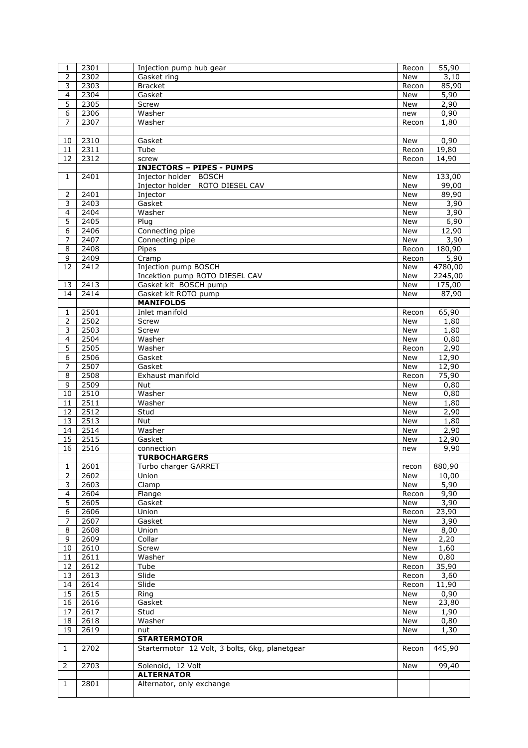| | | | | | |
|---|---|---|---|---|---|
| 1 | 2301 | | Injection pump hub gear | Recon | 55,90 |
| 2 | 2302 | | Gasket ring | New | 3,10 |
| 3 | 2303 | | Bracket | Recon | 85,90 |
| 4 | 2304 | | Gasket | New | 5,90 |
| 5 | 2305 | | Screw | New | 2,90 |
| 6 | 2306 | | Washer | new | 0,90 |
| 7 | 2307 | | Washer | Recon | 1,80 |
| | | | | | |
| 10 | 2310 | | Gasket | New | 0,90 |
| 11 | 2311 | | Tube | Recon | 19,80 |
| 12 | 2312 | | screw | Recon | 14,90 |
| | | | **INJECTORS – PIPES - PUMPS** | | |
| 1 | 2401 | | Injector holder BOSCH | New | 133,00 |
| | | | Injector holder ROTO DIESEL CAV | New | 99,00 |
| 2 | 2401 | | Injector | New | 89,90 |
| 3 | 2403 | | Gasket | New | 3,90 |
| 4 | 2404 | | Washer | New | 3,90 |
| 5 | 2405 | | Plug | New | 6,90 |
| 6 | 2406 | | Connecting pipe | New | 12,90 |
| 7 | 2407 | | Connecting pipe | New | 3,90 |
| 8 | 2408 | | Pipes | Recon | 180,90 |
| 9 | 2409 | | Cramp | Recon | 5,90 |
| 12 | 2412 | | Injection pump BOSCH | New | 4780,00 |
| | | | Incektion pump ROTO DIESEL CAV | New | 2245,00 |
| 13 | 2413 | | Gasket kit BOSCH pump | New | 175,00 |
| 14 | 2414 | | Gasket kit ROTO pump | New | 87,90 |
| | | | **MANIFOLDS** | | |
| 1 | 2501 | | Inlet manifold | Recon | 65,90 |
| 2 | 2502 | | Screw | New | 1,80 |
| 3 | 2503 | | Screw | New | 1,80 |
| 4 | 2504 | | Washer | New | 0,80 |
| 5 | 2505 | | Washer | Recon | 2,90 |
| 6 | 2506 | | Gasket | New | 12,90 |
| 7 | 2507 | | Gasket | New | 12,90 |
| 8 | 2508 | | Exhaust manifold | Recon | 75,90 |
| 9 | 2509 | | Nut | New | 0,80 |
| 10 | 2510 | | Washer | New | 0,80 |
| 11 | 2511 | | Washer | New | 1,80 |
| 12 | 2512 | | Stud | New | 2,90 |
| 13 | 2513 | | Nut | New | 1,80 |
| 14 | 2514 | | Washer | New | 2,90 |
| 15 | 2515 | | Gasket | New | 12,90 |
| 16 | 2516 | | connection | new | 9,90 |
| | | | **TURBOCHARGERS** | | |
| 1 | 2601 | | Turbo charger GARRET | recon | 880,90 |
| 2 | 2602 | | Union | New | 10,00 |
| 3 | 2603 | | Clamp | New | 5,90 |
| 4 | 2604 | | Flange | Recon | 9,90 |
| 5 | 2605 | | Gasket | New | 3,90 |
| 6 | 2606 | | Union | Recon | 23,90 |
| 7 | 2607 | | Gasket | New | 3,90 |
| 8 | 2608 | | Union | New | 8,00 |
| 9 | 2609 | | Collar | New | 2,20 |
| 10 | 2610 | | Screw | New | 1,60 |
| 11 | 2611 | | Washer | New | 0,80 |
| 12 | 2612 | | Tube | Recon | 35,90 |
| 13 | 2613 | | Slide | Recon | 3,60 |
| 14 | 2614 | | Slide | Recon | 11,90 |
| 15 | 2615 | | Ring | New | 0,90 |
| 16 | 2616 | | Gasket | New | 23,80 |
| 17 | 2617 | | Stud | New | 1,90 |
| 18 | 2618 | | Washer | New | 0,80 |
| 19 | 2619 | | nut | New | 1,30 |
| | | | **STARTERMOTOR** | | |
| 1 | 2702 | | Startermotor 12 Volt, 3 bolts, 6kg, planetgear | Recon | 445,90 |
| 2 | 2703 | | Solenoid, 12 Volt | New | 99,40 |
| | | | **ALTERNATOR** | | |
| 1 | 2801 | | Alternator, only exchange | | |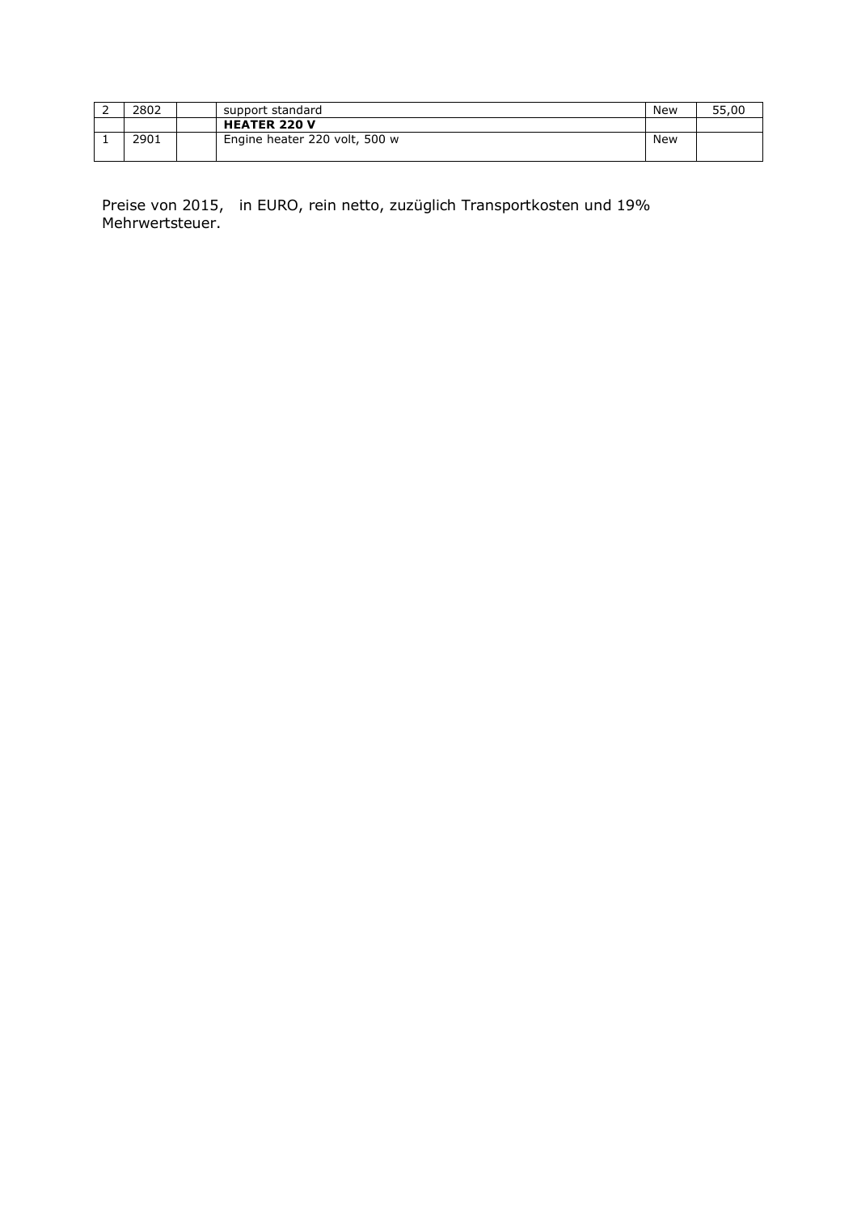| | | | | | |
|---|---|---|---|---|---|
| 2 | 2802 | | support standard | New | 55,00 |
| | | | **HEATER 220 V** | | |
| 1 | 2901 | | Engine heater 220 volt, 500 w | New | |

Preise von 2015, in EURO, rein netto, zuzüglich Transportkosten und 19% Mehrwertsteuer.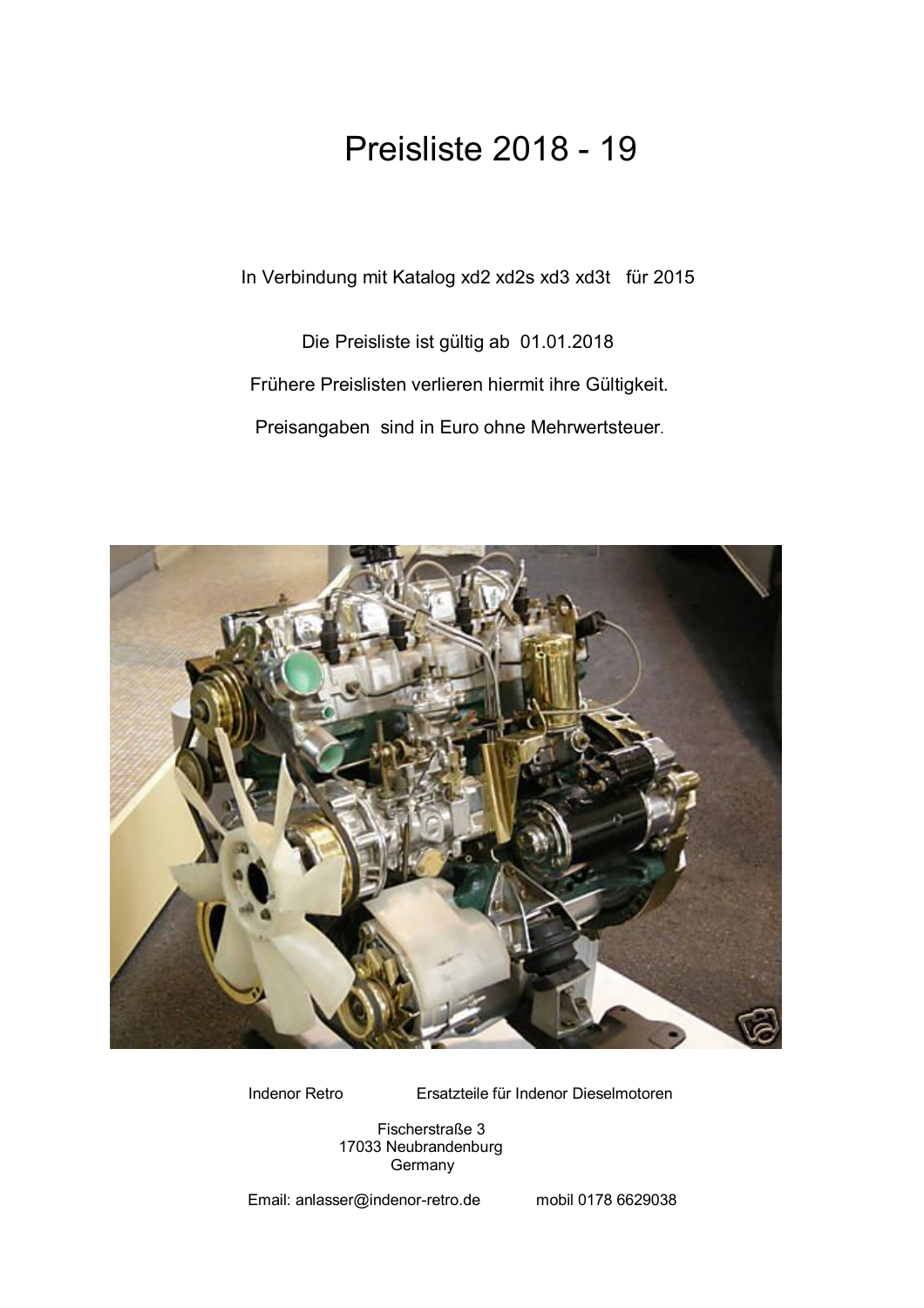# Preisliste 2018 - 19

In Verbindung mit Katalog xd2 xd2s xd3 xd3t für 2015

Die Preisliste ist gültig ab 01.01.2018

Frühere Preislisten verlieren hiermit ihre Gültigkeit.

Preisangaben sind in Euro ohne Mehrwertsteuer.

Indenor Retro Ersatzteile für Indenor Dieselmotoren

Fischerstraße 3
17033 Neubrandenburg
Germany

Email: anlasser@indenor-retro.de mobil 0178 6629038